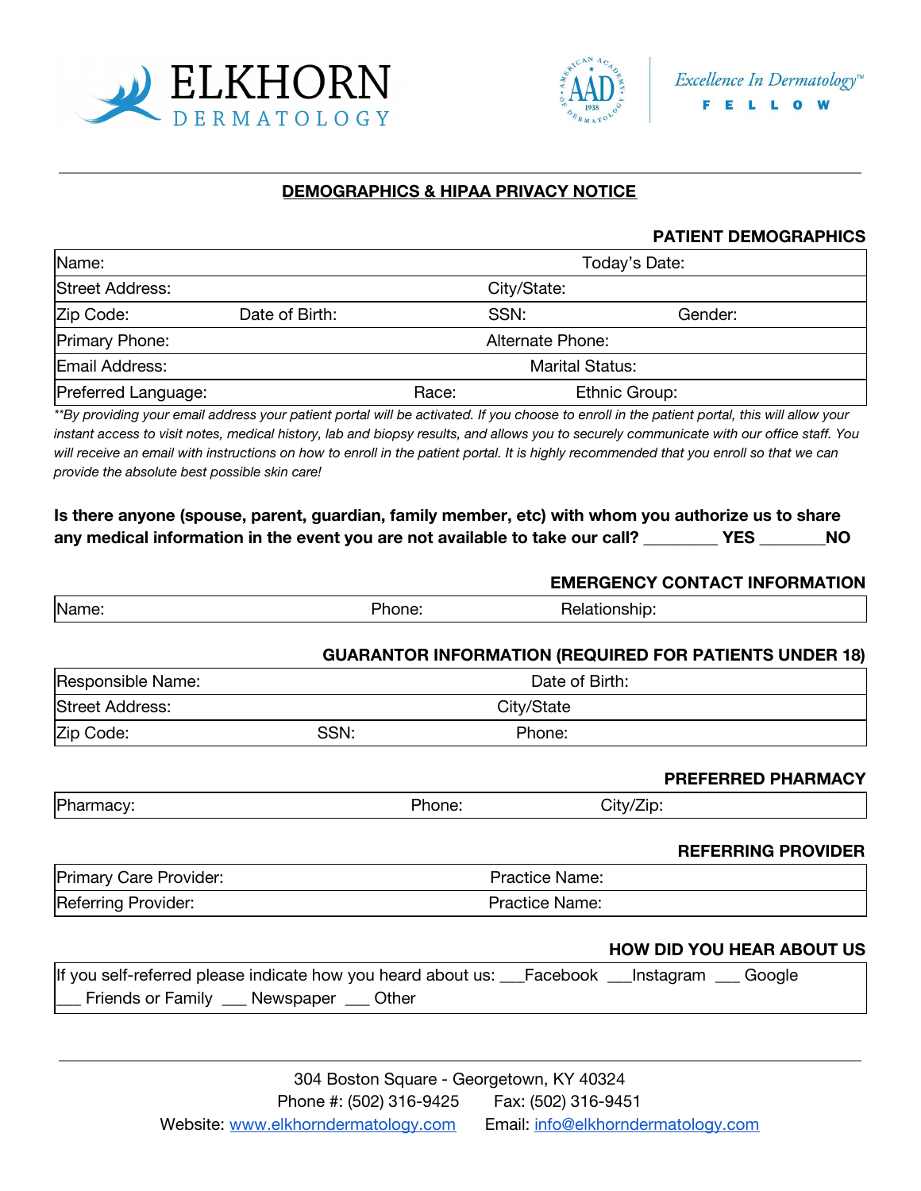ELKHORN DERMATOLOGY

AAD — Excellence In Dermatology™ FELLOW

## DEMOGRAPHICS & HIPAA PRIVACY NOTICE

### PATIENT DEMOGRAPHICS

| | | | |
|---|---|---|---|
| Name: | | Today's Date: | |
| Street Address: | | City/State: | |
| Zip Code: | Date of Birth: | SSN: | Gender: |
| Primary Phone: | | Alternate Phone: | |
| Email Address: | | Marital Status: | |
| Preferred Language: | Race: | Ethnic Group: | |

*\*\*By providing your email address your patient portal will be activated. If you choose to enroll in the patient portal, this will allow your instant access to visit notes, medical history, lab and biopsy results, and allows you to securely communicate with our office staff. You will receive an email with instructions on how to enroll in the patient portal. It is highly recommended that you enroll so that we can provide the absolute best possible skin care!*

**Is there anyone (spouse, parent, guardian, family member, etc) with whom you authorize us to share any medical information in the event you are not available to take our call? ________ YES _______NO**

### EMERGENCY CONTACT INFORMATION

| | | |
|---|---|---|
| Name: | Phone: | Relationship: |

### GUARANTOR INFORMATION (REQUIRED FOR PATIENTS UNDER 18)

| | | |
|---|---|---|
| Responsible Name: | | Date of Birth: |
| Street Address: | | City/State |
| Zip Code: | SSN: | Phone: |

### PREFERRED PHARMACY

| | | |
|---|---|---|
| Pharmacy: | Phone: | City/Zip: |

### REFERRING PROVIDER

| | |
|---|---|
| Primary Care Provider: | Practice Name: |
| Referring Provider: | Practice Name: |

### HOW DID YOU HEAR ABOUT US

If you self-referred please indicate how you heard about us: ___Facebook ___Instagram ___ Google ___ Friends or Family ___ Newspaper ___ Other

304 Boston Square - Georgetown, KY 40324
Phone #: (502) 316-9425 Fax: (502) 316-9451
Website: www.elkhorndermatology.com Email: info@elkhorndermatology.com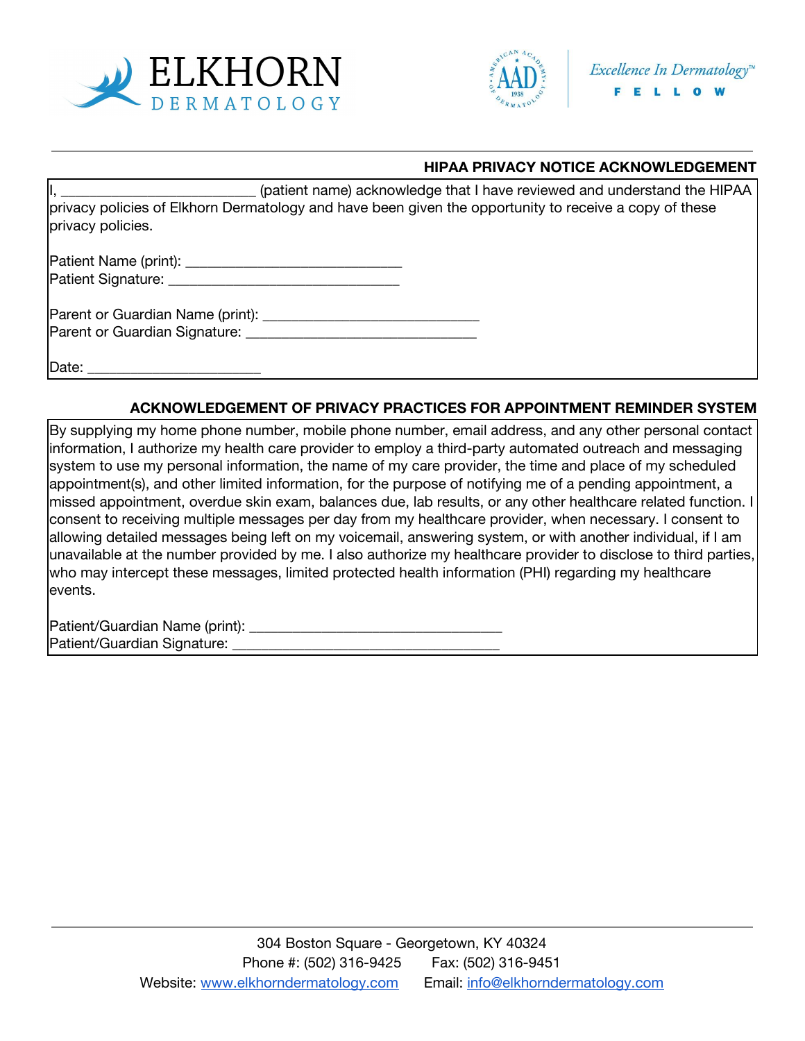ELKHORN DERMATOLOGY

*Excellence In Dermatology*™ FELLOW

## HIPAA PRIVACY NOTICE ACKNOWLEDGEMENT

I, __________________________ (patient name) acknowledge that I have reviewed and understand the HIPAA privacy policies of Elkhorn Dermatology and have been given the opportunity to receive a copy of these privacy policies.

Patient Name (print): ______________________________
Patient Signature: ________________________________

Parent or Guardian Name (print): ______________________________
Parent or Guardian Signature: ________________________________

Date: ________________________

## ACKNOWLEDGEMENT OF PRIVACY PRACTICES FOR APPOINTMENT REMINDER SYSTEM

By supplying my home phone number, mobile phone number, email address, and any other personal contact information, I authorize my health care provider to employ a third-party automated outreach and messaging system to use my personal information, the name of my care provider, the time and place of my scheduled appointment(s), and other limited information, for the purpose of notifying me of a pending appointment, a missed appointment, overdue skin exam, balances due, lab results, or any other healthcare related function. I consent to receiving multiple messages per day from my healthcare provider, when necessary. I consent to allowing detailed messages being left on my voicemail, answering system, or with another individual, if I am unavailable at the number provided by me. I also authorize my healthcare provider to disclose to third parties, who may intercept these messages, limited protected health information (PHI) regarding my healthcare events.

Patient/Guardian Name (print): ___________________________________
Patient/Guardian Signature: _____________________________________

304 Boston Square - Georgetown, KY 40324
Phone #: (502) 316-9425 Fax: (502) 316-9451
Website: www.elkhorndermatology.com Email: info@elkhorndermatology.com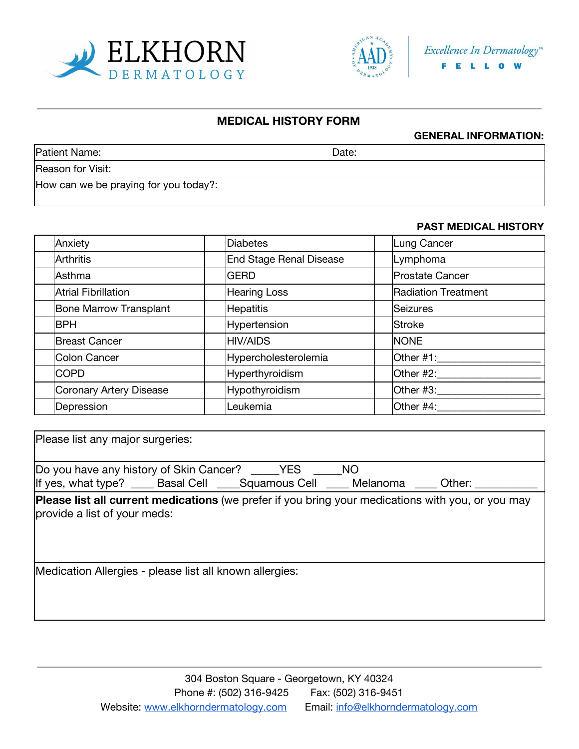ELKHORN DERMATOLOGY

AAD Excellence In Dermatology™ FELLOW

# MEDICAL HISTORY FORM

**GENERAL INFORMATION:**

| Patient Name: | Date: |
|---|---|
| Reason for Visit: | |
| How can we be praying for you today?: | |

**PAST MEDICAL HISTORY**

| | | | | | |
|---|---|---|---|---|---|
| | Anxiety | | Diabetes | | Lung Cancer |
| | Arthritis | | End Stage Renal Disease | | Lymphoma |
| | Asthma | | GERD | | Prostate Cancer |
| | Atrial Fibrillation | | Hearing Loss | | Radiation Treatment |
| | Bone Marrow Transplant | | Hepatitis | | Seizures |
| | BPH | | Hypertension | | Stroke |
| | Breast Cancer | | HIV/AIDS | | NONE |
| | Colon Cancer | | Hypercholesterolemia | | Other #1:__________________ |
| | COPD | | Hyperthyroidism | | Other #2:__________________ |
| | Coronary Artery Disease | | Hypothyroidism | | Other #3:__________________ |
| | Depression | | Leukemia | | Other #4:__________________ |

Please list any major surgeries:

Do you have any history of Skin Cancer? _____YES _____NO
If yes, what type? ____ Basal Cell ____Squamous Cell ____ Melanoma ____ Other: __________

**Please list all current medications** (we prefer if you bring your medications with you, or you may provide a list of your meds:

Medication Allergies - please list all known allergies:

304 Boston Square - Georgetown, KY 40324
Phone #: (502) 316-9425 Fax: (502) 316-9451
Website: www.elkhorndermatology.com Email: info@elkhorndermatology.com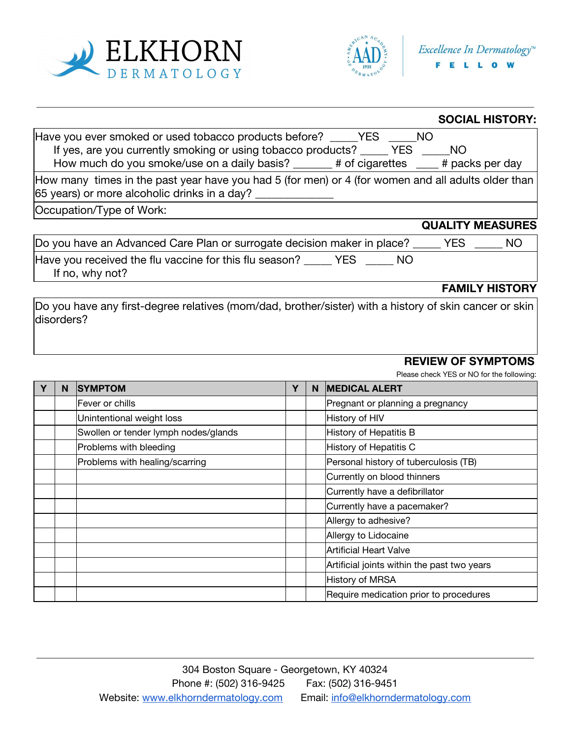ELKHORN DERMATOLOGY

AAD — Excellence In Dermatology™ FELLOW

## SOCIAL HISTORY:

Have you ever smoked or used tobacco products before? _____YES _____NO

If yes, are you currently smoking or using tobacco products? _____ YES _____NO

How much do you smoke/use on a daily basis? _______ # of cigarettes ____ # packs per day

How many times in the past year have you had 5 (for men) or 4 (for women and all adults older than 65 years) or more alcoholic drinks in a day? _____________

Occupation/Type of Work:

## QUALITY MEASURES

Do you have an Advanced Care Plan or surrogate decision maker in place? _____ YES _____ NO

Have you received the flu vaccine for this flu season? _____ YES _____ NO

If no, why not?

## FAMILY HISTORY

Do you have any first-degree relatives (mom/dad, brother/sister) with a history of skin cancer or skin disorders?

## REVIEW OF SYMPTOMS

Please check YES or NO for the following:

| Y | N | SYMPTOM | Y | N | MEDICAL ALERT |
|---|---|---|---|---|---|
| | | Fever or chills | | | Pregnant or planning a pregnancy |
| | | Unintentional weight loss | | | History of HIV |
| | | Swollen or tender lymph nodes/glands | | | History of Hepatitis B |
| | | Problems with bleeding | | | History of Hepatitis C |
| | | Problems with healing/scarring | | | Personal history of tuberculosis (TB) |
| | | | | | Currently on blood thinners |
| | | | | | Currently have a defibrillator |
| | | | | | Currently have a pacemaker? |
| | | | | | Allergy to adhesive? |
| | | | | | Allergy to Lidocaine |
| | | | | | Artificial Heart Valve |
| | | | | | Artificial joints within the past two years |
| | | | | | History of MRSA |
| | | | | | Require medication prior to procedures |

304 Boston Square - Georgetown, KY 40324
Phone #: (502) 316-9425 Fax: (502) 316-9451
Website: www.elkhorndermatology.com Email: info@elkhorndermatology.com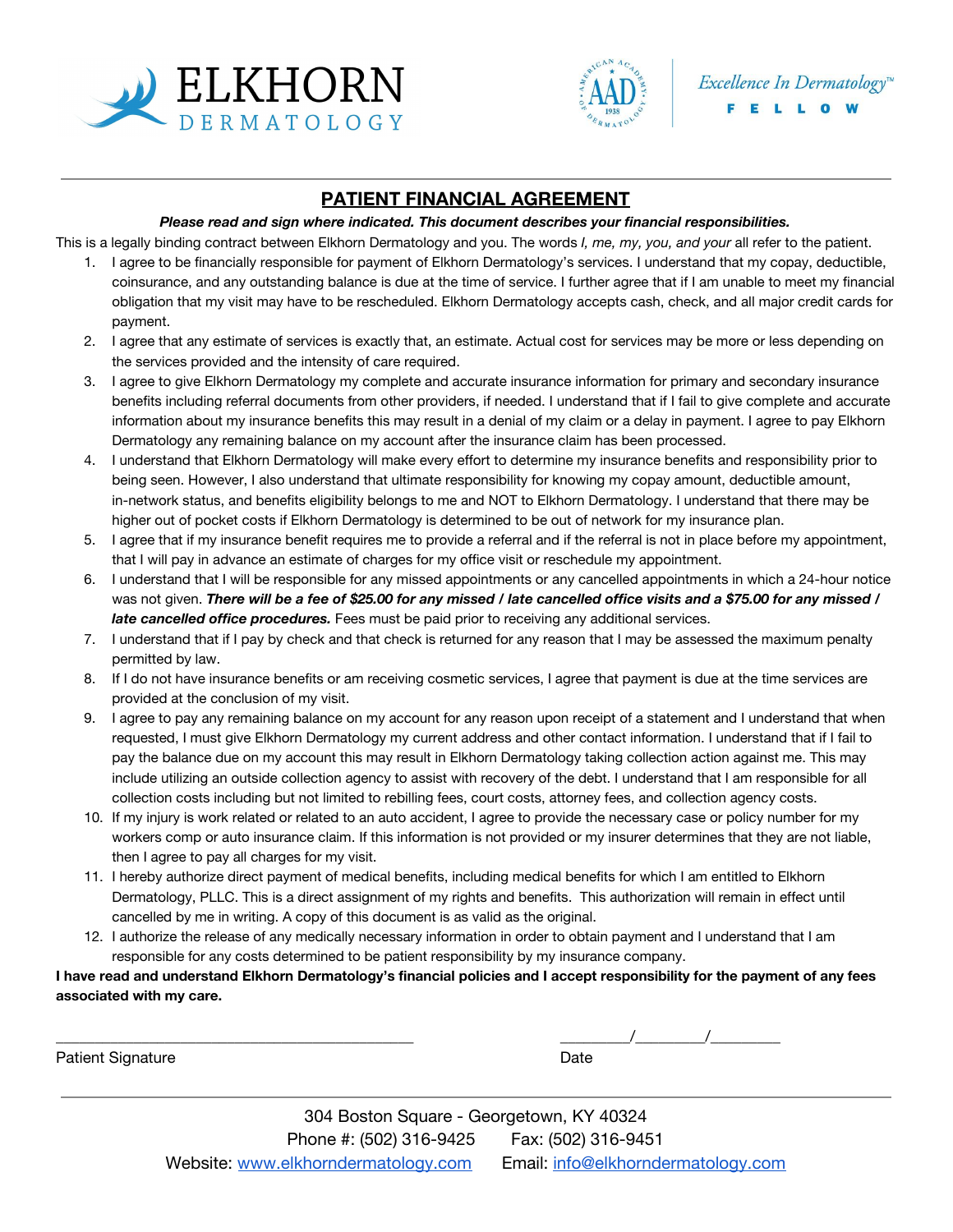ELKHORN DERMATOLOGY

AAD — Excellence In Dermatology™ FELLOW

## PATIENT FINANCIAL AGREEMENT

***Please read and sign where indicated. This document describes your financial responsibilities.***

This is a legally binding contract between Elkhorn Dermatology and you. The words *I, me, my, you, and your* all refer to the patient.

1. I agree to be financially responsible for payment of Elkhorn Dermatology's services. I understand that my copay, deductible, coinsurance, and any outstanding balance is due at the time of service. I further agree that if I am unable to meet my financial obligation that my visit may have to be rescheduled. Elkhorn Dermatology accepts cash, check, and all major credit cards for payment.
2. I agree that any estimate of services is exactly that, an estimate. Actual cost for services may be more or less depending on the services provided and the intensity of care required.
3. I agree to give Elkhorn Dermatology my complete and accurate insurance information for primary and secondary insurance benefits including referral documents from other providers, if needed. I understand that if I fail to give complete and accurate information about my insurance benefits this may result in a denial of my claim or a delay in payment. I agree to pay Elkhorn Dermatology any remaining balance on my account after the insurance claim has been processed.
4. I understand that Elkhorn Dermatology will make every effort to determine my insurance benefits and responsibility prior to being seen. However, I also understand that ultimate responsibility for knowing my copay amount, deductible amount, in-network status, and benefits eligibility belongs to me and NOT to Elkhorn Dermatology. I understand that there may be higher out of pocket costs if Elkhorn Dermatology is determined to be out of network for my insurance plan.
5. I agree that if my insurance benefit requires me to provide a referral and if the referral is not in place before my appointment, that I will pay in advance an estimate of charges for my office visit or reschedule my appointment.
6. I understand that I will be responsible for any missed appointments or any cancelled appointments in which a 24-hour notice was not given. ***There will be a fee of $25.00 for any missed / late cancelled office visits and a $75.00 for any missed / late cancelled office procedures.*** Fees must be paid prior to receiving any additional services.
7. I understand that if I pay by check and that check is returned for any reason that I may be assessed the maximum penalty permitted by law.
8. If I do not have insurance benefits or am receiving cosmetic services, I agree that payment is due at the time services are provided at the conclusion of my visit.
9. I agree to pay any remaining balance on my account for any reason upon receipt of a statement and I understand that when requested, I must give Elkhorn Dermatology my current address and other contact information. I understand that if I fail to pay the balance due on my account this may result in Elkhorn Dermatology taking collection action against me. This may include utilizing an outside collection agency to assist with recovery of the debt. I understand that I am responsible for all collection costs including but not limited to rebilling fees, court costs, attorney fees, and collection agency costs.
10. If my injury is work related or related to an auto accident, I agree to provide the necessary case or policy number for my workers comp or auto insurance claim. If this information is not provided or my insurer determines that they are not liable, then I agree to pay all charges for my visit.
11. I hereby authorize direct payment of medical benefits, including medical benefits for which I am entitled to Elkhorn Dermatology, PLLC. This is a direct assignment of my rights and benefits. This authorization will remain in effect until cancelled by me in writing. A copy of this document is as valid as the original.
12. I authorize the release of any medically necessary information in order to obtain payment and I understand that I am responsible for any costs determined to be patient responsibility by my insurance company.

**I have read and understand Elkhorn Dermatology's financial policies and I accept responsibility for the payment of any fees associated with my care.**

_____________________________________________ &nbsp;&nbsp;&nbsp;&nbsp; _________/_________/_________

Patient Signature &nbsp;&nbsp;&nbsp;&nbsp; Date

304 Boston Square - Georgetown, KY 40324

Phone #: (502) 316-9425 &nbsp;&nbsp; Fax: (502) 316-9451

Website: www.elkhorndermatology.com &nbsp;&nbsp; Email: info@elkhorndermatology.com